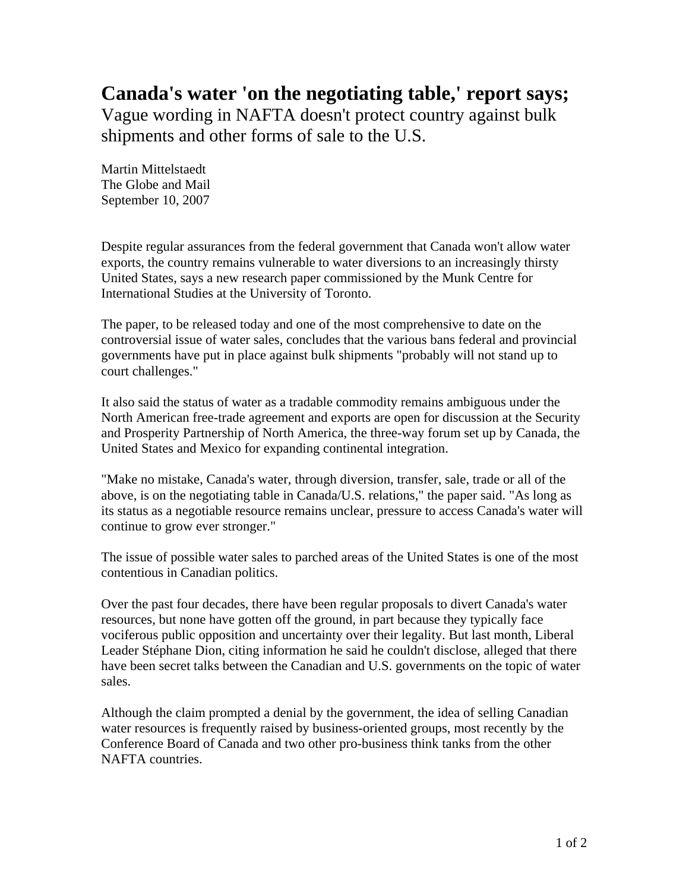# Canada's water 'on the negotiating table,' report says;

Vague wording in NAFTA doesn't protect country against bulk shipments and other forms of sale to the U.S.

Martin Mittelstaedt
The Globe and Mail
September 10, 2007

Despite regular assurances from the federal government that Canada won't allow water exports, the country remains vulnerable to water diversions to an increasingly thirsty United States, says a new research paper commissioned by the Munk Centre for International Studies at the University of Toronto.

The paper, to be released today and one of the most comprehensive to date on the controversial issue of water sales, concludes that the various bans federal and provincial governments have put in place against bulk shipments "probably will not stand up to court challenges."

It also said the status of water as a tradable commodity remains ambiguous under the North American free-trade agreement and exports are open for discussion at the Security and Prosperity Partnership of North America, the three-way forum set up by Canada, the United States and Mexico for expanding continental integration.

"Make no mistake, Canada's water, through diversion, transfer, sale, trade or all of the above, is on the negotiating table in Canada/U.S. relations," the paper said. "As long as its status as a negotiable resource remains unclear, pressure to access Canada's water will continue to grow ever stronger."

The issue of possible water sales to parched areas of the United States is one of the most contentious in Canadian politics.

Over the past four decades, there have been regular proposals to divert Canada's water resources, but none have gotten off the ground, in part because they typically face vociferous public opposition and uncertainty over their legality. But last month, Liberal Leader Stéphane Dion, citing information he said he couldn't disclose, alleged that there have been secret talks between the Canadian and U.S. governments on the topic of water sales.

Although the claim prompted a denial by the government, the idea of selling Canadian water resources is frequently raised by business-oriented groups, most recently by the Conference Board of Canada and two other pro-business think tanks from the other NAFTA countries.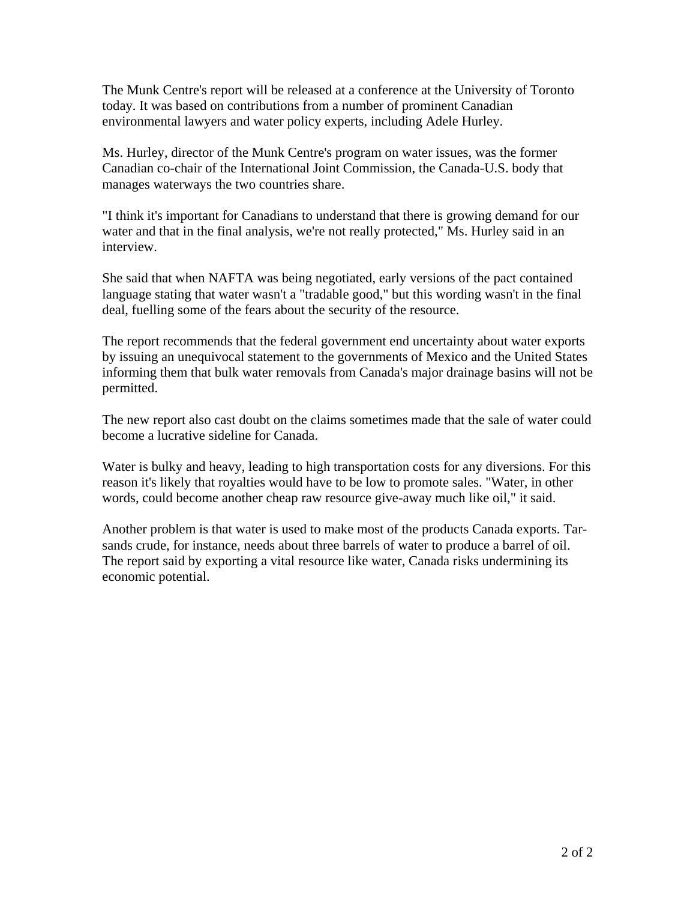The Munk Centre's report will be released at a conference at the University of Toronto today. It was based on contributions from a number of prominent Canadian environmental lawyers and water policy experts, including Adele Hurley.

Ms. Hurley, director of the Munk Centre's program on water issues, was the former Canadian co-chair of the International Joint Commission, the Canada-U.S. body that manages waterways the two countries share.

"I think it's important for Canadians to understand that there is growing demand for our water and that in the final analysis, we're not really protected," Ms. Hurley said in an interview.

She said that when NAFTA was being negotiated, early versions of the pact contained language stating that water wasn't a "tradable good," but this wording wasn't in the final deal, fuelling some of the fears about the security of the resource.

The report recommends that the federal government end uncertainty about water exports by issuing an unequivocal statement to the governments of Mexico and the United States informing them that bulk water removals from Canada's major drainage basins will not be permitted.

The new report also cast doubt on the claims sometimes made that the sale of water could become a lucrative sideline for Canada.

Water is bulky and heavy, leading to high transportation costs for any diversions. For this reason it's likely that royalties would have to be low to promote sales. "Water, in other words, could become another cheap raw resource give-away much like oil," it said.

Another problem is that water is used to make most of the products Canada exports. Tar-sands crude, for instance, needs about three barrels of water to produce a barrel of oil. The report said by exporting a vital resource like water, Canada risks undermining its economic potential.